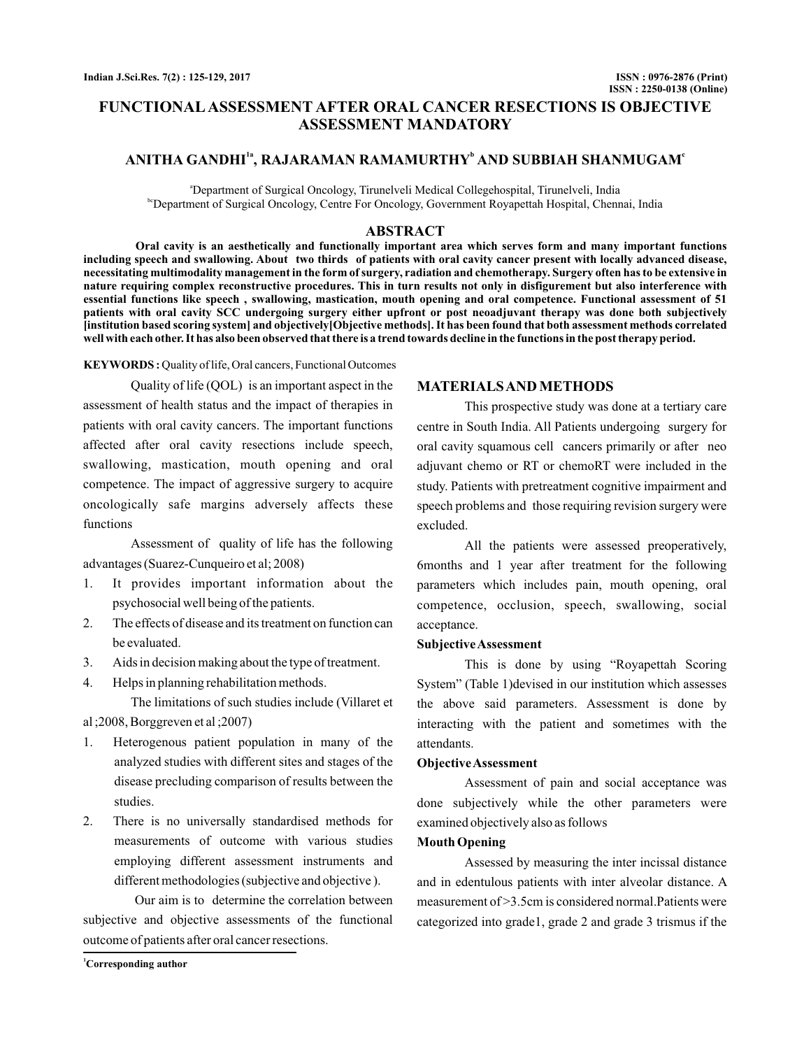# FUNCTIONAL ASSESSMENT AFTER ORAL CANCER RESECTIONS IS OBJECTIVE ASSESSMENT MANDATORY

**ANITHA GANDHI[1a], RAJARAMAN RAMAMURTHY[b] AND SUBBIAH SHANMUGAM[c]**

[a]Department of Surgical Oncology, Tirunelveli Medical Collegehospital, Tirunelveli, India

[bc]Department of Surgical Oncology, Centre For Oncology, Government Royapettah Hospital, Chennai, India

## ABSTRACT

**Oral cavity is an aesthetically and functionally important area which serves form and many important functions including speech and swallowing. About two thirds of patients with oral cavity cancer present with locally advanced disease, necessitating multimodality management in the form of surgery, radiation and chemotherapy. Surgery often has to be extensive in nature requiring complex reconstructive procedures. This in turn results not only in disfigurement but also interference with essential functions like speech , swallowing, mastication, mouth opening and oral competence. Functional assessment of 51 patients with oral cavity SCC undergoing surgery either upfront or post neoadjuvant therapy was done both subjectively [institution based scoring system] and objectively[Objective methods]. It has been found that both assessment methods correlated well with each other. It has also been observed that there is a trend towards decline in the functions in the post therapy period.**

**KEYWORDS :** Quality of life, Oral cancers, Functional Outcomes

Quality of life (QOL) is an important aspect in the assessment of health status and the impact of therapies in patients with oral cavity cancers. The important functions affected after oral cavity resections include speech, swallowing, mastication, mouth opening and oral competence. The impact of aggressive surgery to acquire oncologically safe margins adversely affects these functions

Assessment of quality of life has the following advantages (Suarez-Cunqueiro et al; 2008)

1. It provides important information about the psychosocial well being of the patients.
2. The effects of disease and its treatment on function can be evaluated.
3. Aids in decision making about the type of treatment.
4. Helps in planning rehabilitation methods.

The limitations of such studies include (Villaret et al ;2008, Borggreven et al ;2007)

1. Heterogenous patient population in many of the analyzed studies with different sites and stages of the disease precluding comparison of results between the studies.
2. There is no universally standardised methods for measurements of outcome with various studies employing different assessment instruments and different methodologies (subjective and objective ).

Our aim is to determine the correlation between subjective and objective assessments of the functional outcome of patients after oral cancer resections.

## MATERIALS AND METHODS

This prospective study was done at a tertiary care centre in South India. All Patients undergoing surgery for oral cavity squamous cell cancers primarily or after neo adjuvant chemo or RT or chemoRT were included in the study. Patients with pretreatment cognitive impairment and speech problems and those requiring revision surgery were excluded.

All the patients were assessed preoperatively, 6months and 1 year after treatment for the following parameters which includes pain, mouth opening, oral competence, occlusion, speech, swallowing, social acceptance.

### Subjective Assessment

This is done by using "Royapettah Scoring System" (Table 1)devised in our institution which assesses the above said parameters. Assessment is done by interacting with the patient and sometimes with the attendants.

### Objective Assessment

Assessment of pain and social acceptance was done subjectively while the other parameters were examined objectively also as follows

### Mouth Opening

Assessed by measuring the inter incissal distance and in edentulous patients with inter alveolar distance. A measurement of >3.5cm is considered normal.Patients were categorized into grade1, grade 2 and grade 3 trismus if the

[1]Corresponding author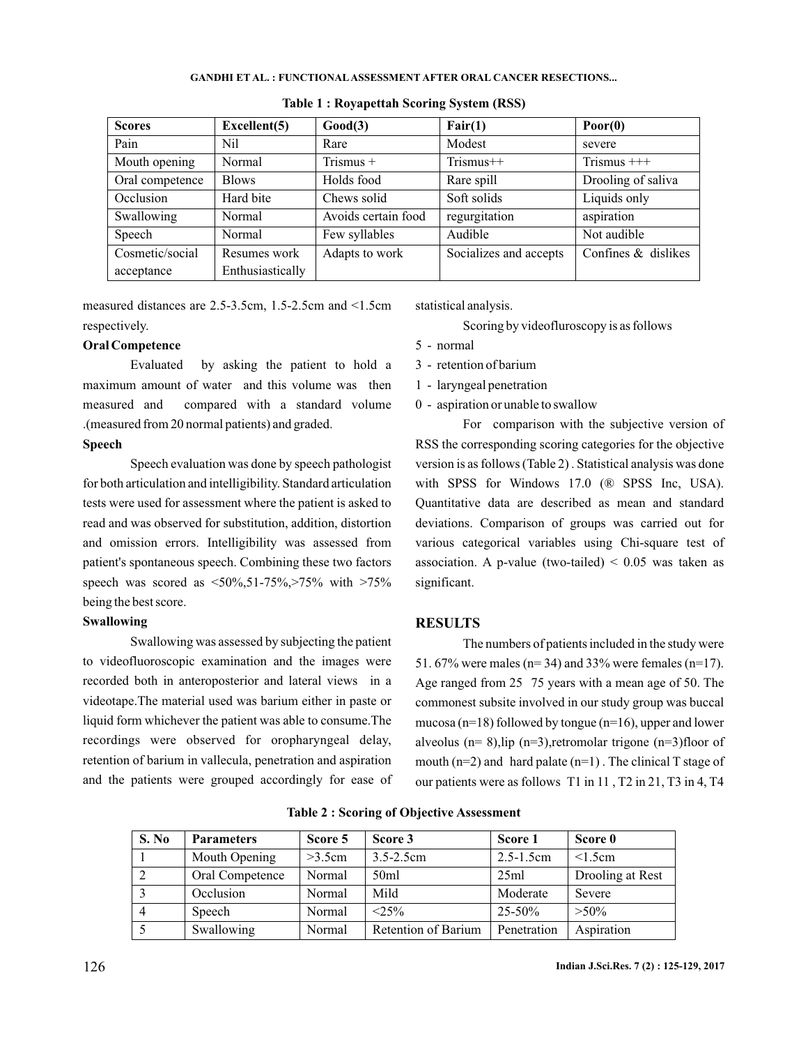**Table 1 : Royapettah Scoring System (RSS)**

| Scores | Excellent(5) | Good(3) | Fair(1) | Poor(0) |
|---|---|---|---|---|
| Pain | Nil | Rare | Modest | severe |
| Mouth opening | Normal | Trismus + | Trismus++ | Trismus +++ |
| Oral competence | Blows | Holds food | Rare spill | Drooling of saliva |
| Occlusion | Hard bite | Chews solid | Soft solids | Liquids only |
| Swallowing | Normal | Avoids certain food | regurgitation | aspiration |
| Speech | Normal | Few syllables | Audible | Not audible |
| Cosmetic/social acceptance | Resumes work Enthusiastically | Adapts to work | Socializes and accepts | Confines & dislikes |

measured distances are 2.5-3.5cm, 1.5-2.5cm and <1.5cm respectively.

**Oral Competence**

Evaluated by asking the patient to hold a maximum amount of water and this volume was then measured and compared with a standard volume .(measured from 20 normal patients) and graded.

**Speech**

Speech evaluation was done by speech pathologist for both articulation and intelligibility. Standard articulation tests were used for assessment where the patient is asked to read and was observed for substitution, addition, distortion and omission errors. Intelligibility was assessed from patient's spontaneous speech. Combining these two factors speech was scored as <50%,51-75%,>75% with >75% being the best score.

**Swallowing**

Swallowing was assessed by subjecting the patient to videofluoroscopic examination and the images were recorded both in anteroposterior and lateral views in a videotape.The material used was barium either in paste or liquid form whichever the patient was able to consume.The recordings were observed for oropharyngeal delay, retention of barium in vallecula, penetration and aspiration and the patients were grouped accordingly for ease of statistical analysis.

Scoring by videofluroscopy is as follows

5 - normal

3 - retention of barium

1 - laryngeal penetration

0 - aspiration or unable to swallow

For comparison with the subjective version of RSS the corresponding scoring categories for the objective version is as follows (Table 2) . Statistical analysis was done with SPSS for Windows 17.0 (® SPSS Inc, USA). Quantitative data are described as mean and standard deviations. Comparison of groups was carried out for various categorical variables using Chi-square test of association. A p-value (two-tailed) < 0.05 was taken as significant.

## RESULTS

The numbers of patients included in the study were 51. 67% were males (n= 34) and 33% were females (n=17). Age ranged from 25 75 years with a mean age of 50. The commonest subsite involved in our study group was buccal mucosa (n=18) followed by tongue (n=16), upper and lower alveolus (n= 8),lip (n=3),retromolar trigone (n=3)floor of mouth (n=2) and hard palate (n=1) . The clinical T stage of our patients were as follows T1 in 11 , T2 in 21, T3 in 4, T4

**Table 2 : Scoring of Objective Assessment**

| S. No | Parameters | Score 5 | Score 3 | Score 1 | Score 0 |
|---|---|---|---|---|---|
| 1 | Mouth Opening | >3.5cm | 3.5-2.5cm | 2.5-1.5cm | <1.5cm |
| 2 | Oral Competence | Normal | 50ml | 25ml | Drooling at Rest |
| 3 | Occlusion | Normal | Mild | Moderate | Severe |
| 4 | Speech | Normal | <25% | 25-50% | >50% |
| 5 | Swallowing | Normal | Retention of Barium | Penetration | Aspiration |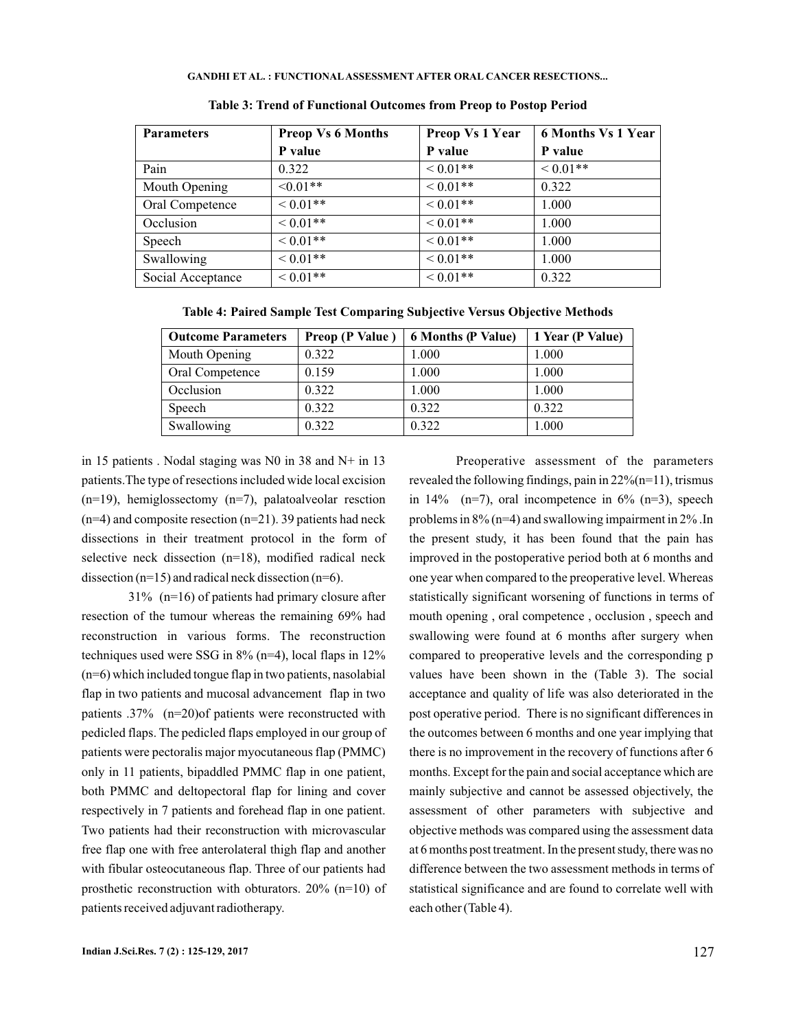**Table 3: Trend of Functional Outcomes from Preop to Postop Period**

| Parameters | Preop Vs 6 Months P value | Preop Vs 1 Year P value | 6 Months Vs 1 Year P value |
|---|---|---|---|
| Pain | 0.322 | < 0.01** | < 0.01** |
| Mouth Opening | <0.01** | < 0.01** | 0.322 |
| Oral Competence | < 0.01** | < 0.01** | 1.000 |
| Occlusion | < 0.01** | < 0.01** | 1.000 |
| Speech | < 0.01** | < 0.01** | 1.000 |
| Swallowing | < 0.01** | < 0.01** | 1.000 |
| Social Acceptance | < 0.01** | < 0.01** | 0.322 |

**Table 4: Paired Sample Test Comparing Subjective Versus Objective Methods**

| Outcome Parameters | Preop (P Value ) | 6 Months (P Value) | 1 Year (P Value) |
|---|---|---|---|
| Mouth Opening | 0.322 | 1.000 | 1.000 |
| Oral Competence | 0.159 | 1.000 | 1.000 |
| Occlusion | 0.322 | 1.000 | 1.000 |
| Speech | 0.322 | 0.322 | 0.322 |
| Swallowing | 0.322 | 0.322 | 1.000 |

in 15 patients . Nodal staging was N0 in 38 and N+ in 13 patients.The type of resections included wide local excision (n=19), hemiglossectomy (n=7), palatoalveolar resction (n=4) and composite resection (n=21). 39 patients had neck dissections in their treatment protocol in the form of selective neck dissection (n=18), modified radical neck dissection (n=15) and radical neck dissection (n=6).

31% (n=16) of patients had primary closure after resection of the tumour whereas the remaining 69% had reconstruction in various forms. The reconstruction techniques used were SSG in 8% (n=4), local flaps in 12% (n=6) which included tongue flap in two patients, nasolabial flap in two patients and mucosal advancement flap in two patients .37% (n=20)of patients were reconstructed with pedicled flaps. The pedicled flaps employed in our group of patients were pectoralis major myocutaneous flap (PMMC) only in 11 patients, bipaddled PMMC flap in one patient, both PMMC and deltopectoral flap for lining and cover respectively in 7 patients and forehead flap in one patient. Two patients had their reconstruction with microvascular free flap one with free anterolateral thigh flap and another with fibular osteocutaneous flap. Three of our patients had prosthetic reconstruction with obturators. 20% (n=10) of patients received adjuvant radiotherapy.

Preoperative assessment of the parameters revealed the following findings, pain in 22%(n=11), trismus in 14% (n=7), oral incompetence in 6% (n=3), speech problems in 8% (n=4) and swallowing impairment in 2% .In the present study, it has been found that the pain has improved in the postoperative period both at 6 months and one year when compared to the preoperative level. Whereas statistically significant worsening of functions in terms of mouth opening , oral competence , occlusion , speech and swallowing were found at 6 months after surgery when compared to preoperative levels and the corresponding p values have been shown in the (Table 3). The social acceptance and quality of life was also deteriorated in the post operative period. There is no significant differences in the outcomes between 6 months and one year implying that there is no improvement in the recovery of functions after 6 months. Except for the pain and social acceptance which are mainly subjective and cannot be assessed objectively, the assessment of other parameters with subjective and objective methods was compared using the assessment data at 6 months post treatment. In the present study, there was no difference between the two assessment methods in terms of statistical significance and are found to correlate well with each other (Table 4).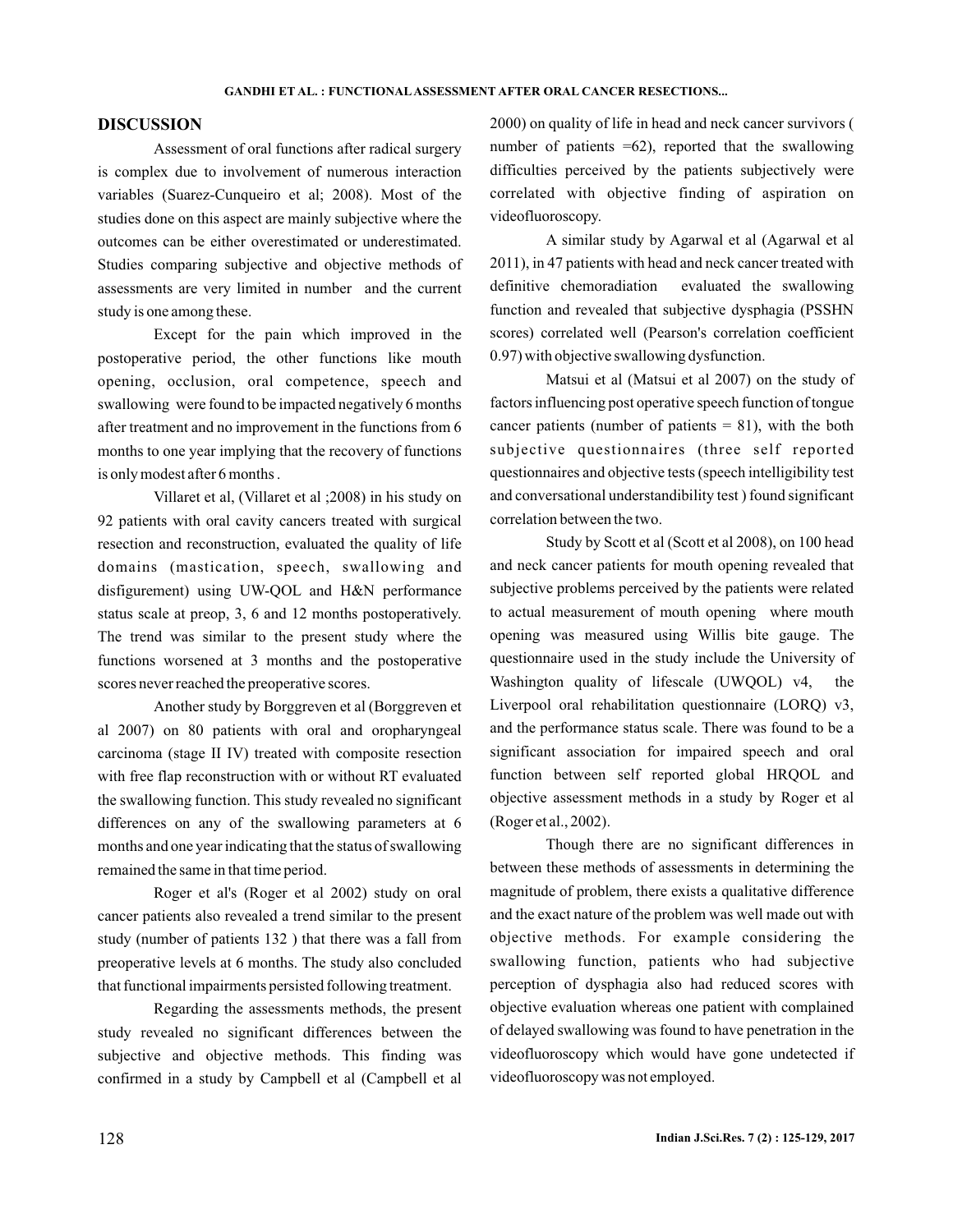## DISCUSSION

Assessment of oral functions after radical surgery is complex due to involvement of numerous interaction variables (Suarez-Cunqueiro et al; 2008). Most of the studies done on this aspect are mainly subjective where the outcomes can be either overestimated or underestimated. Studies comparing subjective and objective methods of assessments are very limited in number and the current study is one among these.

Except for the pain which improved in the postoperative period, the other functions like mouth opening, occlusion, oral competence, speech and swallowing were found to be impacted negatively 6 months after treatment and no improvement in the functions from 6 months to one year implying that the recovery of functions is only modest after 6 months .

Villaret et al, (Villaret et al ;2008) in his study on 92 patients with oral cavity cancers treated with surgical resection and reconstruction, evaluated the quality of life domains (mastication, speech, swallowing and disfigurement) using UW-QOL and H&N performance status scale at preop, 3, 6 and 12 months postoperatively. The trend was similar to the present study where the functions worsened at 3 months and the postoperative scores never reached the preoperative scores.

Another study by Borggreven et al (Borggreven et al 2007) on 80 patients with oral and oropharyngeal carcinoma (stage II IV) treated with composite resection with free flap reconstruction with or without RT evaluated the swallowing function. This study revealed no significant differences on any of the swallowing parameters at 6 months and one year indicating that the status of swallowing remained the same in that time period.

Roger et al's (Roger et al 2002) study on oral cancer patients also revealed a trend similar to the present study (number of patients 132 ) that there was a fall from preoperative levels at 6 months. The study also concluded that functional impairments persisted following treatment.

Regarding the assessments methods, the present study revealed no significant differences between the subjective and objective methods. This finding was confirmed in a study by Campbell et al (Campbell et al 2000) on quality of life in head and neck cancer survivors ( number of patients =62), reported that the swallowing difficulties perceived by the patients subjectively were correlated with objective finding of aspiration on videofluoroscopy.

A similar study by Agarwal et al (Agarwal et al 2011), in 47 patients with head and neck cancer treated with definitive chemoradiation evaluated the swallowing function and revealed that subjective dysphagia (PSSHN scores) correlated well (Pearson's correlation coefficient 0.97) with objective swallowing dysfunction.

Matsui et al (Matsui et al 2007) on the study of factors influencing post operative speech function of tongue cancer patients (number of patients = 81), with the both subjective questionnaires (three self reported questionnaires and objective tests (speech intelligibility test and conversational understandibility test ) found significant correlation between the two.

Study by Scott et al (Scott et al 2008), on 100 head and neck cancer patients for mouth opening revealed that subjective problems perceived by the patients were related to actual measurement of mouth opening where mouth opening was measured using Willis bite gauge. The questionnaire used in the study include the University of Washington quality of lifescale (UWQOL) v4, the Liverpool oral rehabilitation questionnaire (LORQ) v3, and the performance status scale. There was found to be a significant association for impaired speech and oral function between self reported global HRQOL and objective assessment methods in a study by Roger et al (Roger et al., 2002).

Though there are no significant differences in between these methods of assessments in determining the magnitude of problem, there exists a qualitative difference and the exact nature of the problem was well made out with objective methods. For example considering the swallowing function, patients who had subjective perception of dysphagia also had reduced scores with objective evaluation whereas one patient with complained of delayed swallowing was found to have penetration in the videofluoroscopy which would have gone undetected if videofluoroscopy was not employed.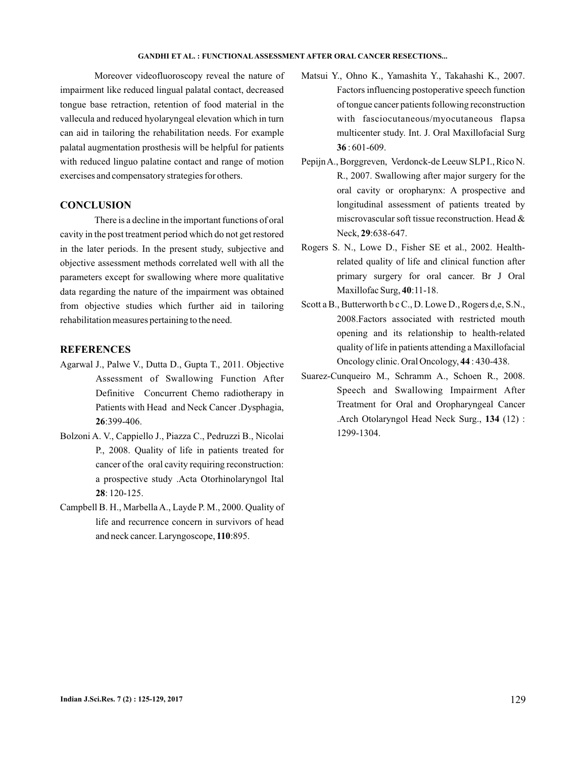Moreover videofluoroscopy reveal the nature of impairment like reduced lingual palatal contact, decreased tongue base retraction, retention of food material in the vallecula and reduced hyolaryngeal elevation which in turn can aid in tailoring the rehabilitation needs. For example palatal augmentation prosthesis will be helpful for patients with reduced linguo palatine contact and range of motion exercises and compensatory strategies for others.

## CONCLUSION

There is a decline in the important functions of oral cavity in the post treatment period which do not get restored in the later periods. In the present study, subjective and objective assessment methods correlated well with all the parameters except for swallowing where more qualitative data regarding the nature of the impairment was obtained from objective studies which further aid in tailoring rehabilitation measures pertaining to the need.

## REFERENCES

Agarwal J., Palwe V., Dutta D., Gupta T., 2011. Objective Assessment of Swallowing Function After Definitive Concurrent Chemo radiotherapy in Patients with Head and Neck Cancer .Dysphagia, **26**:399-406.

Bolzoni A. V., Cappiello J., Piazza C., Pedruzzi B., Nicolai P., 2008. Quality of life in patients treated for cancer of the oral cavity requiring reconstruction: a prospective study .Acta Otorhinolaryngol Ital **28**: 120-125.

Campbell B. H., Marbella A., Layde P. M., 2000. Quality of life and recurrence concern in survivors of head and neck cancer. Laryngoscope, **110**:895.

Matsui Y., Ohno K., Yamashita Y., Takahashi K., 2007. Factors influencing postoperative speech function of tongue cancer patients following reconstruction with fasciocutaneous/myocutaneous flapsa multicenter study. Int. J. Oral Maxillofacial Surg **36** : 601-609.

Pepijn A., Borggreven, Verdonck-de Leeuw SLP I., Rico N. R., 2007. Swallowing after major surgery for the oral cavity or oropharynx: A prospective and longitudinal assessment of patients treated by miscrovascular soft tissue reconstruction. Head & Neck, **29**:638-647.

Rogers S. N., Lowe D., Fisher SE et al., 2002. Health-related quality of life and clinical function after primary surgery for oral cancer. Br J Oral Maxillofac Surg, **40**:11-18.

Scott a B., Butterworth b c C., D. Lowe D., Rogers d,e, S.N., 2008.Factors associated with restricted mouth opening and its relationship to health-related quality of life in patients attending a Maxillofacial Oncology clinic. Oral Oncology, **44** : 430-438.

Suarez-Cunqueiro M., Schramm A., Schoen R., 2008. Speech and Swallowing Impairment After Treatment for Oral and Oropharyngeal Cancer .Arch Otolaryngol Head Neck Surg., **134** (12) : 1299-1304.